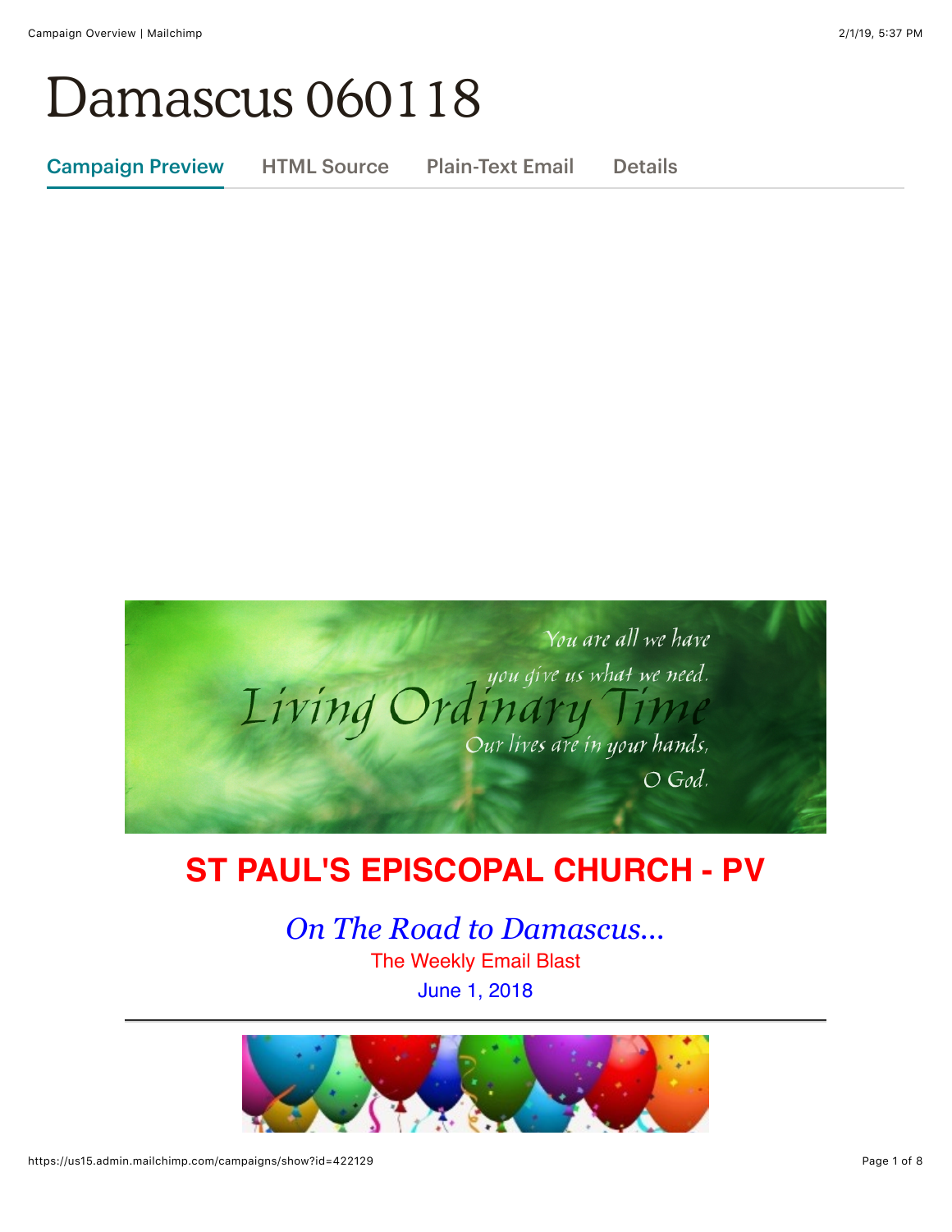# Damascus 060118

Campaign Preview | HTML Source | Plain-Text Email | Details

## ST PAUL'S EPISCOPAL CHURCH - PV

*On The Road to Damascus...*

The Weekly Email Blast

June 1, 2018

---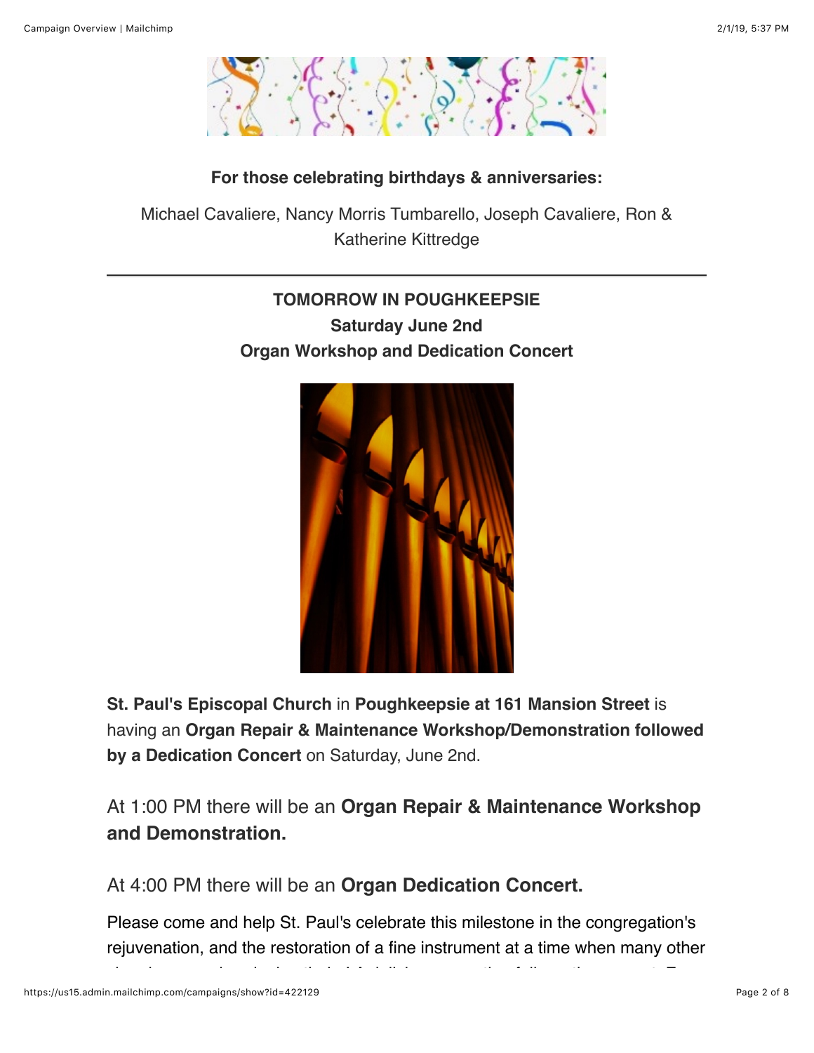**For those celebrating birthdays & anniversaries:**

Michael Cavaliere, Nancy Morris Tumbarello, Joseph Cavaliere, Ron & Katherine Kittredge

---

**TOMORROW IN POUGHKEEPSIE**
**Saturday June 2nd**
**Organ Workshop and Dedication Concert**

**St. Paul's Episcopal Church** in **Poughkeepsie at 161 Mansion Street** is having an **Organ Repair & Maintenance Workshop/Demonstration followed by a Dedication Concert** on Saturday, June 2nd.

At 1:00 PM there will be an **Organ Repair & Maintenance Workshop and Demonstration.**

At 4:00 PM there will be an **Organ Dedication Concert.**

Please come and help St. Paul's celebrate this milestone in the congregation's rejuvenation, and the restoration of a fine instrument at a time when many other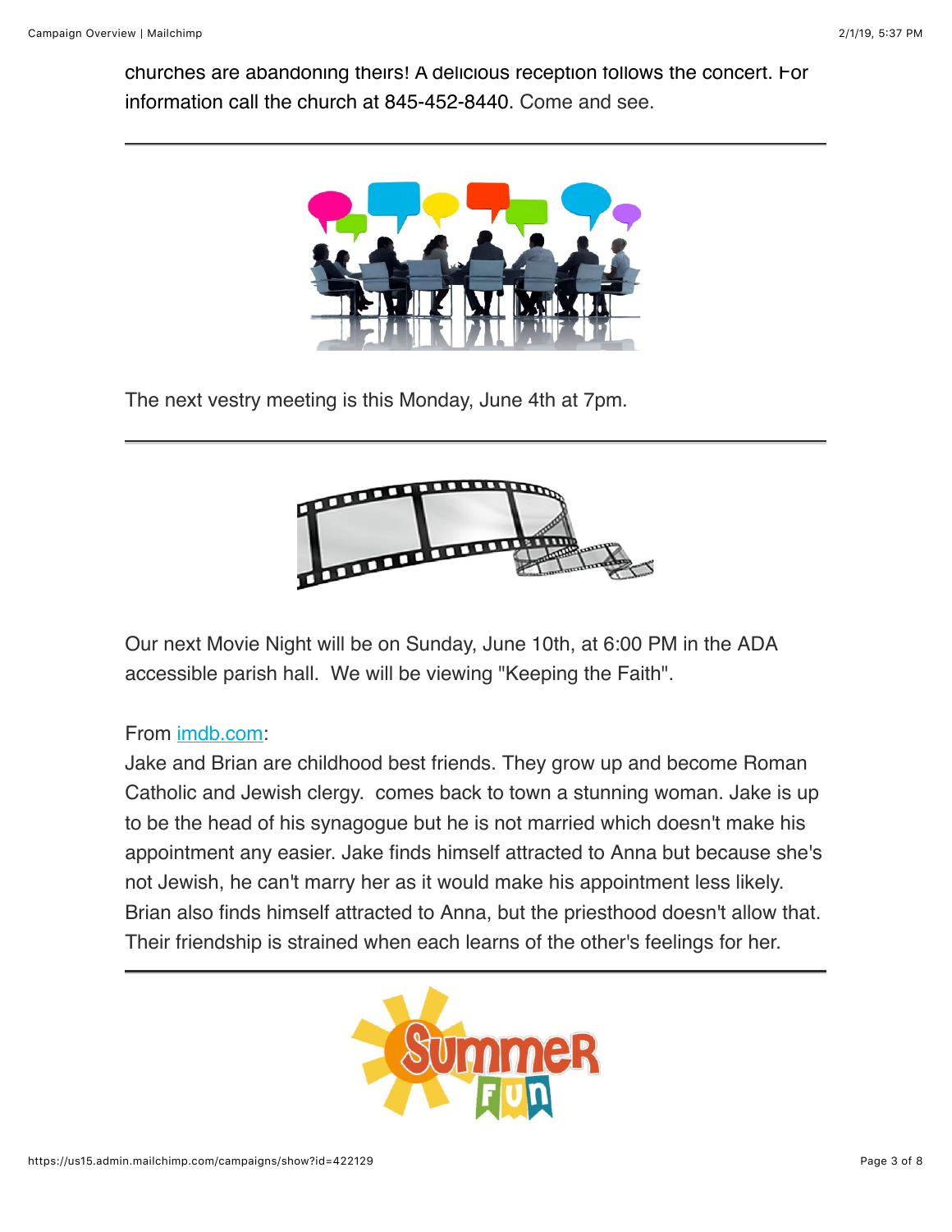churches are abandoning theirs! A delicious reception follows the concert. For information call the church at 845-452-8440. Come and see.

---

The next vestry meeting is this Monday, June 4th at 7pm.

---

Our next Movie Night will be on Sunday, June 10th, at 6:00 PM in the ADA accessible parish hall.  We will be viewing "Keeping the Faith".

From [imdb.com](imdb.com):
Jake and Brian are childhood best friends. They grow up and become Roman Catholic and Jewish clergy.  comes back to town a stunning woman. Jake is up to be the head of his synagogue but he is not married which doesn't make his appointment any easier. Jake finds himself attracted to Anna but because she's not Jewish, he can't marry her as it would make his appointment less likely. Brian also finds himself attracted to Anna, but the priesthood doesn't allow that. Their friendship is strained when each learns of the other's feelings for her.

---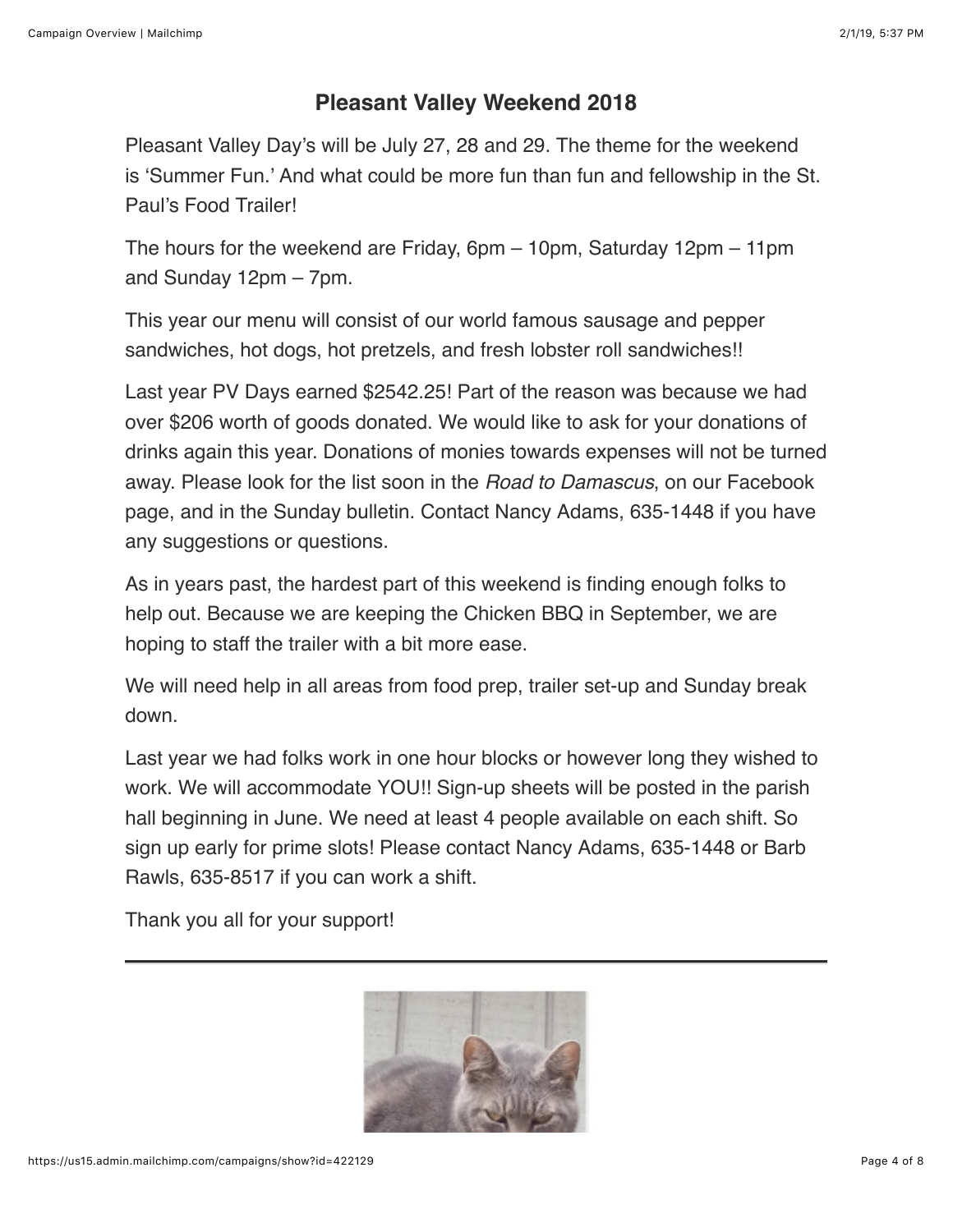## Pleasant Valley Weekend 2018

Pleasant Valley Day's will be July 27, 28 and 29. The theme for the weekend is 'Summer Fun.' And what could be more fun than fun and fellowship in the St. Paul's Food Trailer!

The hours for the weekend are Friday, 6pm – 10pm, Saturday 12pm – 11pm and Sunday 12pm – 7pm.

This year our menu will consist of our world famous sausage and pepper sandwiches, hot dogs, hot pretzels, and fresh lobster roll sandwiches!!

Last year PV Days earned $2542.25! Part of the reason was because we had over $206 worth of goods donated. We would like to ask for your donations of drinks again this year. Donations of monies towards expenses will not be turned away. Please look for the list soon in the *Road to Damascus*, on our Facebook page, and in the Sunday bulletin. Contact Nancy Adams, 635-1448 if you have any suggestions or questions.

As in years past, the hardest part of this weekend is finding enough folks to help out. Because we are keeping the Chicken BBQ in September, we are hoping to staff the trailer with a bit more ease.

We will need help in all areas from food prep, trailer set-up and Sunday break down.

Last year we had folks work in one hour blocks or however long they wished to work. We will accommodate YOU!! Sign-up sheets will be posted in the parish hall beginning in June. We need at least 4 people available on each shift. So sign up early for prime slots! Please contact Nancy Adams, 635-1448 or Barb Rawls, 635-8517 if you can work a shift.

Thank you all for your support!

---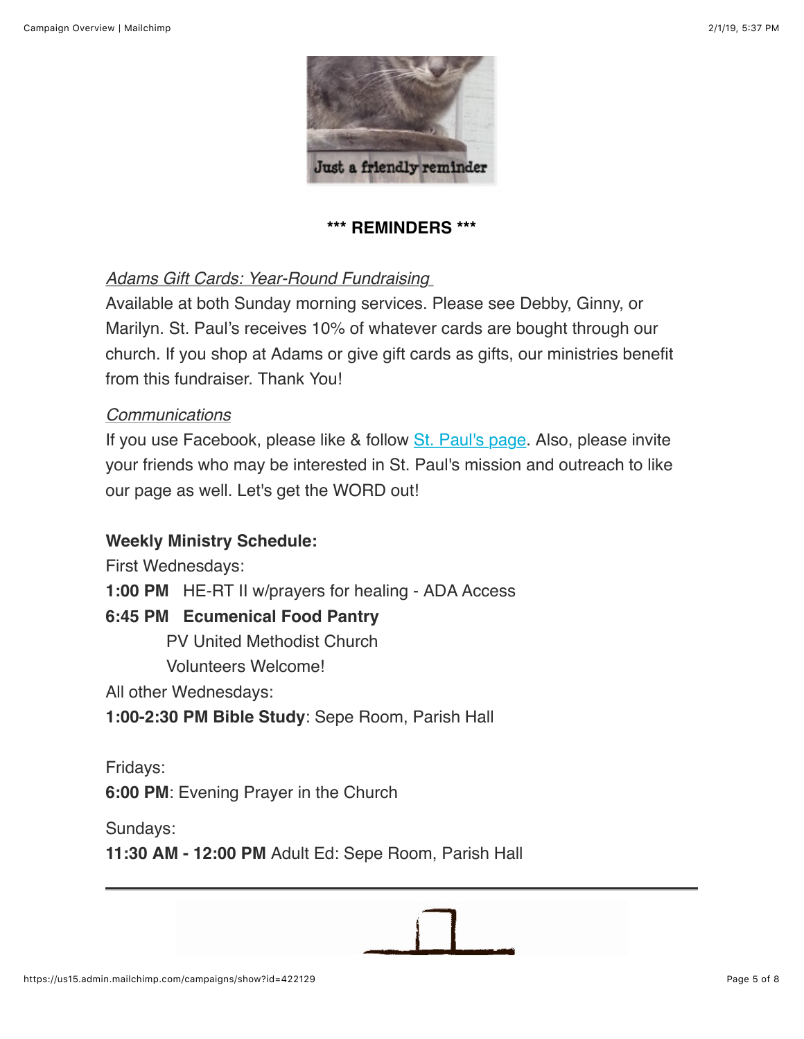**\*\*\* REMINDERS \*\*\***

*Adams Gift Cards: Year-Round Fundraising*

Available at both Sunday morning services. Please see Debby, Ginny, or Marilyn. St. Paul's receives 10% of whatever cards are bought through our church. If you shop at Adams or give gift cards as gifts, our ministries benefit from this fundraiser. Thank You!

*Communications*

If you use Facebook, please like & follow St. Paul's page. Also, please invite your friends who may be interested in St. Paul's mission and outreach to like our page as well. Let's get the WORD out!

**Weekly Ministry Schedule:**

First Wednesdays:

**1:00 PM** HE-RT II w/prayers for healing - ADA Access

**6:45 PM Ecumenical Food Pantry**

PV United Methodist Church

Volunteers Welcome!

All other Wednesdays:

**1:00-2:30 PM Bible Study**: Sepe Room, Parish Hall

Fridays:

**6:00 PM**: Evening Prayer in the Church

Sundays:

**11:30 AM - 12:00 PM** Adult Ed: Sepe Room, Parish Hall

---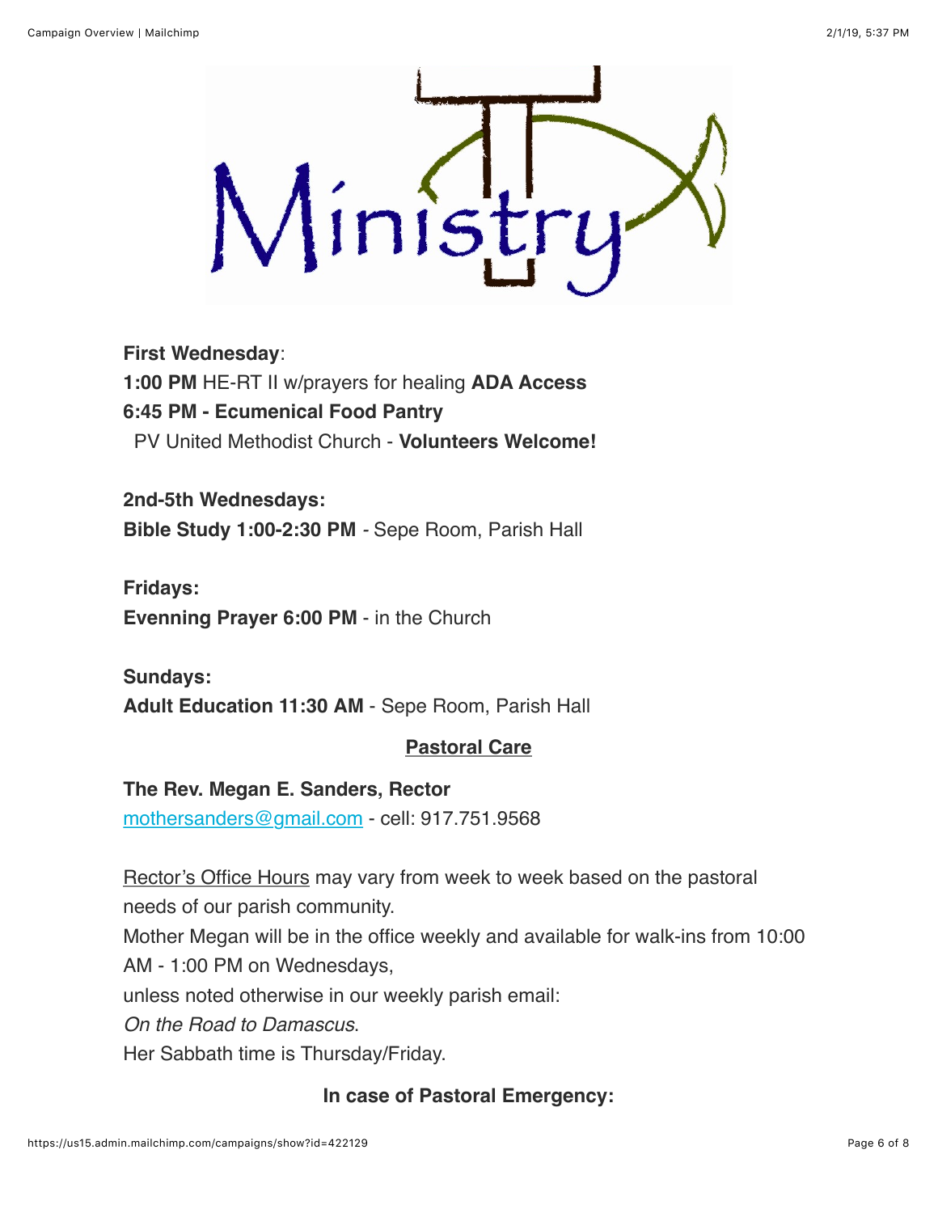# Ministry

**First Wednesday**:
**1:00 PM** HE-RT II w/prayers for healing **ADA Access**
**6:45 PM - Ecumenical Food Pantry**
PV United Methodist Church - **Volunteers Welcome!**

**2nd-5th Wednesdays:**
**Bible Study 1:00-2:30 PM** - Sepe Room, Parish Hall

**Fridays:**
**Evenning Prayer 6:00 PM** - in the Church

**Sundays:**
**Adult Education 11:30 AM** - Sepe Room, Parish Hall

## Pastoral Care

**The Rev. Megan E. Sanders, Rector**
mothersanders@gmail.com - cell: 917.751.9568

Rector's Office Hours may vary from week to week based on the pastoral needs of our parish community.
Mother Megan will be in the office weekly and available for walk-ins from 10:00 AM - 1:00 PM on Wednesdays,
unless noted otherwise in our weekly parish email:
*On the Road to Damascus*.
Her Sabbath time is Thursday/Friday.

**In case of Pastoral Emergency:**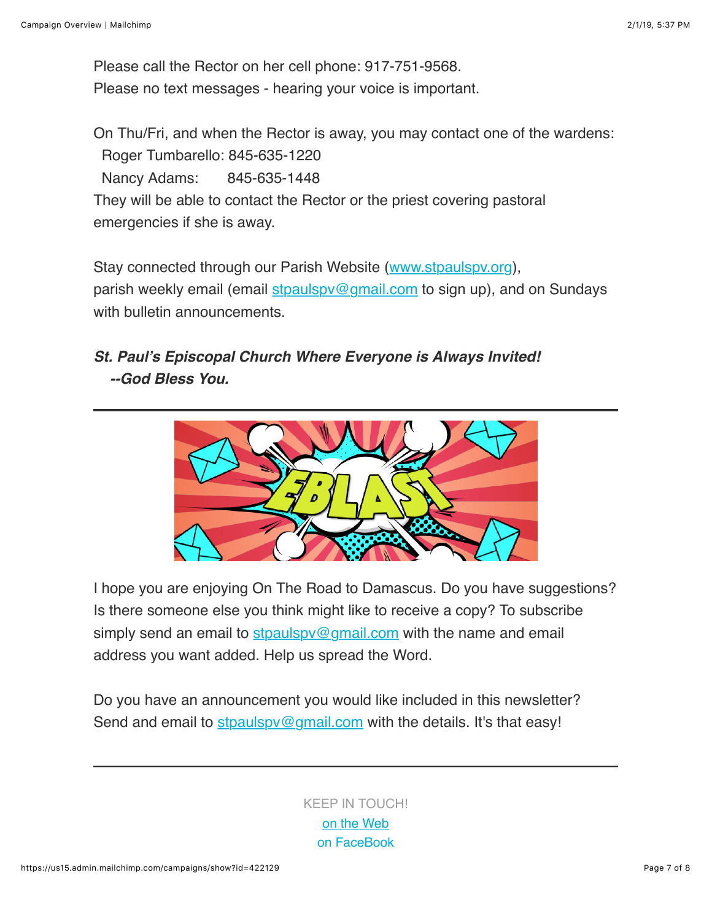Please call the Rector on her cell phone: 917-751-9568.
Please no text messages - hearing your voice is important.

On Thu/Fri, and when the Rector is away, you may contact one of the wardens:
Roger Tumbarello: 845-635-1220
Nancy Adams: 845-635-1448
They will be able to contact the Rector or the priest covering pastoral emergencies if she is away.

Stay connected through our Parish Website (www.stpaulspv.org), parish weekly email (email stpaulspv@gmail.com to sign up), and on Sundays with bulletin announcements.

***St. Paul's Episcopal Church Where Everyone is Always Invited!***
***--God Bless You.***

---

I hope you are enjoying On The Road to Damascus. Do you have suggestions? Is there someone else you think might like to receive a copy? To subscribe simply send an email to stpaulspv@gmail.com with the name and email address you want added. Help us spread the Word.

Do you have an announcement you would like included in this newsletter? Send and email to stpaulspv@gmail.com with the details. It's that easy!

---

KEEP IN TOUCH!
on the Web
on FaceBook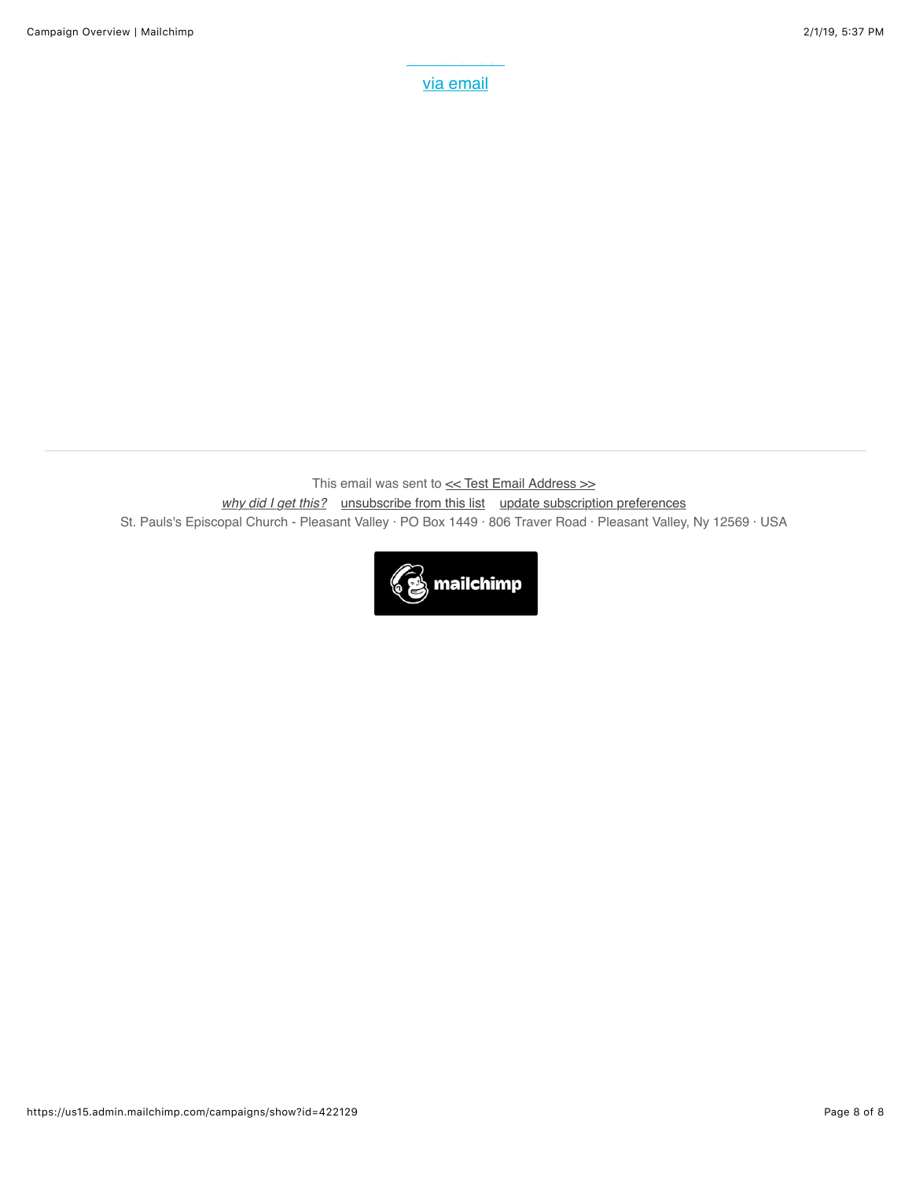via email

---

This email was sent to << Test Email Address >>

*why did I get this?* unsubscribe from this list update subscription preferences

St. Pauls's Episcopal Church - Pleasant Valley · PO Box 1449 · 806 Traver Road · Pleasant Valley, Ny 12569 · USA